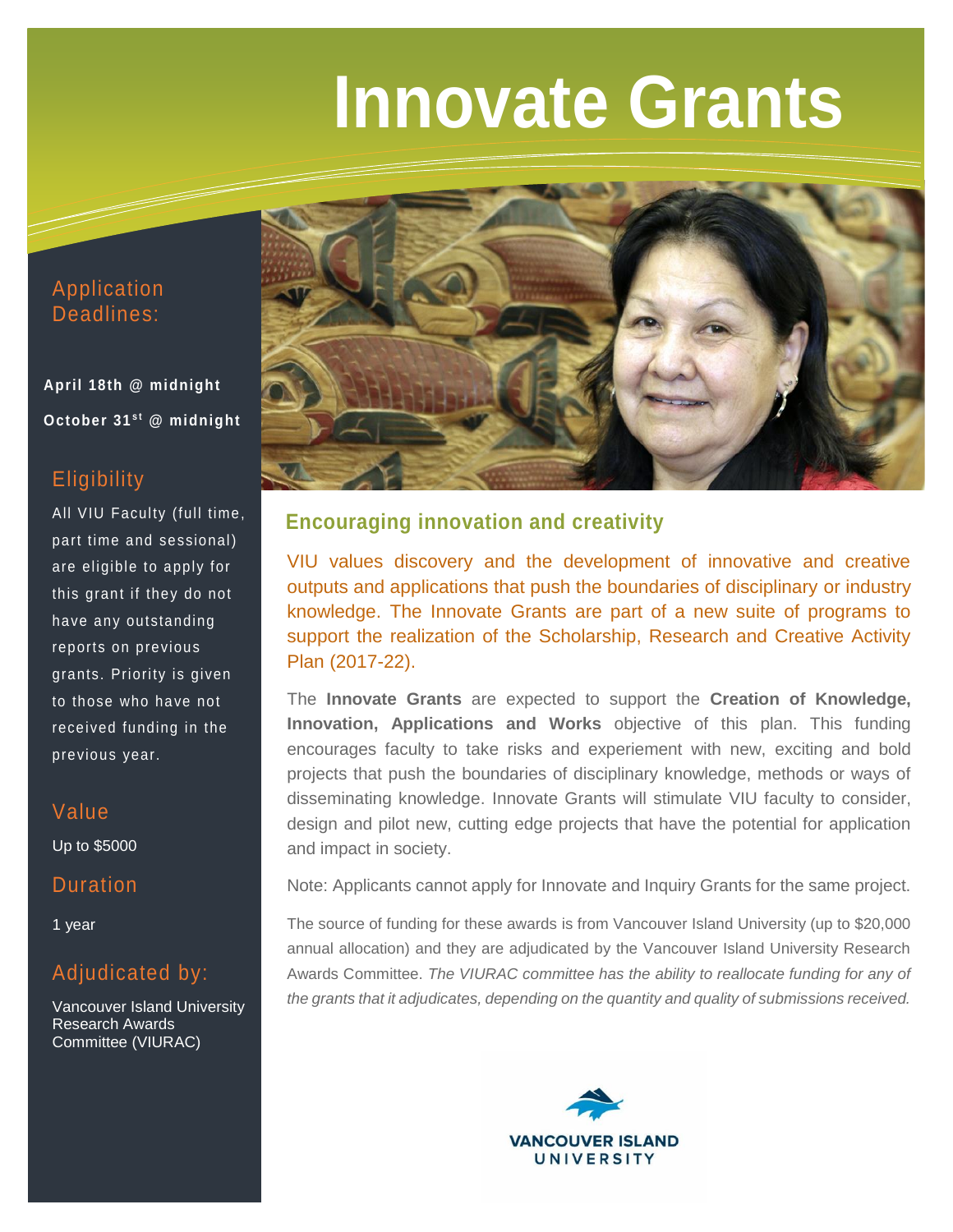# Innovate Grants

## Application Deadlines:

**April 18th @ midnight**

**October 31st @ midnight**

## Eligibility

All VIU Faculty (full time, part time and sessional) are eligible to apply for this grant if they do not have any outstanding reports on previous grants. Priority is given to those who have not received funding in the previous year.

## Value

Up to $5000

## Duration

1 year

## Adjudicated by:

Vancouver Island University Research Awards Committee (VIURAC)

## Encouraging innovation and creativity

VIU values discovery and the development of innovative and creative outputs and applications that push the boundaries of disciplinary or industry knowledge. The Innovate Grants are part of a new suite of programs to support the realization of the Scholarship, Research and Creative Activity Plan (2017-22).

The **Innovate Grants** are expected to support the **Creation of Knowledge, Innovation, Applications and Works** objective of this plan. This funding encourages faculty to take risks and experiement with new, exciting and bold projects that push the boundaries of disciplinary knowledge, methods or ways of disseminating knowledge. Innovate Grants will stimulate VIU faculty to consider, design and pilot new, cutting edge projects that have the potential for application and impact in society.

Note: Applicants cannot apply for Innovate and Inquiry Grants for the same project.

The source of funding for these awards is from Vancouver Island University (up to $20,000 annual allocation) and they are adjudicated by the Vancouver Island University Research Awards Committee. *The VIURAC committee has the ability to reallocate funding for any of the grants that it adjudicates, depending on the quantity and quality of submissions received.*

VANCOUVER ISLAND UNIVERSITY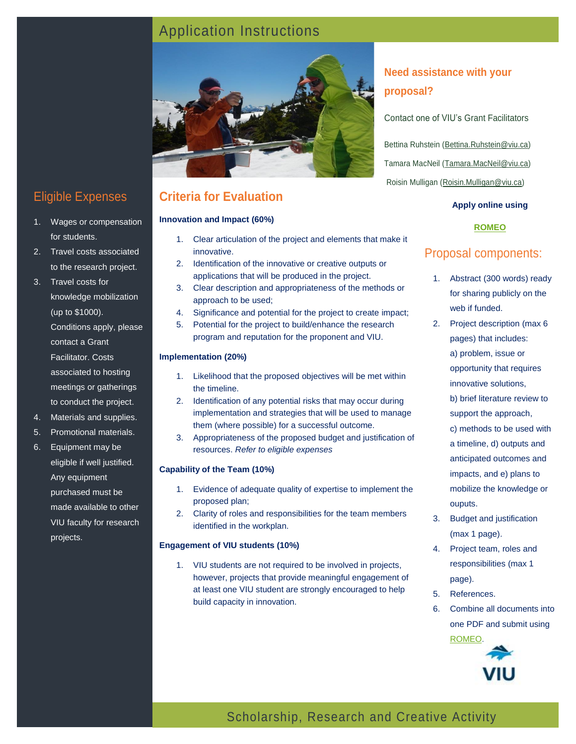# Application Instructions

## Need assistance with your proposal?

Contact one of VIU's Grant Facilitators

Bettina Ruhstein (Bettina.Ruhstein@viu.ca)

Tamara MacNeil (Tamara.MacNeil@viu.ca)

Roisin Mulligan (Roisin.Mulligan@viu.ca)

**Apply online using**

**ROMEO**

## Eligible Expenses

1. Wages or compensation for students.
2. Travel costs associated to the research project.
3. Travel costs for knowledge mobilization (up to $1000). Conditions apply, please contact a Grant Facilitator. Costs associated to hosting meetings or gatherings to conduct the project.
4. Materials and supplies.
5. Promotional materials.
6. Equipment may be eligible if well justified. Any equipment purchased must be made available to other VIU faculty for research projects.

## Criteria for Evaluation

**Innovation and Impact (60%)**

1. Clear articulation of the project and elements that make it innovative.
2. Identification of the innovative or creative outputs or applications that will be produced in the project.
3. Clear description and appropriateness of the methods or approach to be used;
4. Significance and potential for the project to create impact;
5. Potential for the project to build/enhance the research program and reputation for the proponent and VIU.

**Implementation (20%)**

1. Likelihood that the proposed objectives will be met within the timeline.
2. Identification of any potential risks that may occur during implementation and strategies that will be used to manage them (where possible) for a successful outcome.
3. Appropriateness of the proposed budget and justification of resources. *Refer to eligible expenses*

**Capability of the Team (10%)**

1. Evidence of adequate quality of expertise to implement the proposed plan;
2. Clarity of roles and responsibilities for the team members identified in the workplan.

**Engagement of VIU students (10%)**

1. VIU students are not required to be involved in projects, however, projects that provide meaningful engagement of at least one VIU student are strongly encouraged to help build capacity in innovation.

## Proposal components:

1. Abstract (300 words) ready for sharing publicly on the web if funded.
2. Project description (max 6 pages) that includes:
   a) problem, issue or opportunity that requires innovative solutions,
   b) brief literature review to support the approach,
   c) methods to be used with a timeline, d) outputs and anticipated outcomes and impacts, and e) plans to mobilize the knowledge or ouputs.
3. Budget and justification (max 1 page).
4. Project team, roles and responsibilities (max 1 page).
5. References.
6. Combine all documents into one PDF and submit using ROMEO.

VIU

Scholarship, Research and Creative Activity